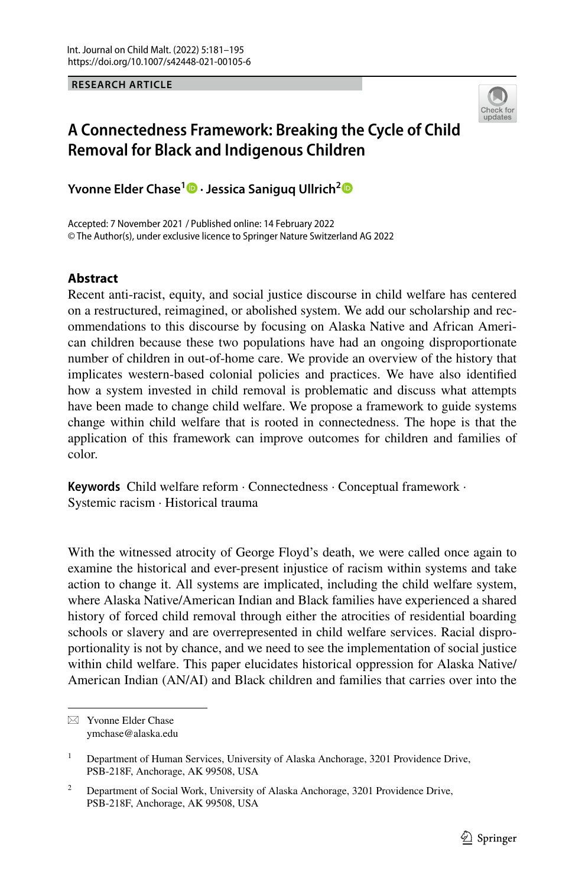RESEARCH ARTICLE

# A Connectedness Framework: Breaking the Cycle of Child Removal for Black and Indigenous Children

**Yvonne Elder Chase[1] · Jessica Saniguq Ullrich[2]**

Accepted: 7 November 2021 / Published online: 14 February 2022
© The Author(s), under exclusive licence to Springer Nature Switzerland AG 2022

## Abstract

Recent anti-racist, equity, and social justice discourse in child welfare has centered on a restructured, reimagined, or abolished system. We add our scholarship and recommendations to this discourse by focusing on Alaska Native and African American children because these two populations have had an ongoing disproportionate number of children in out-of-home care. We provide an overview of the history that implicates western-based colonial policies and practices. We have also identified how a system invested in child removal is problematic and discuss what attempts have been made to change child welfare. We propose a framework to guide systems change within child welfare that is rooted in connectedness. The hope is that the application of this framework can improve outcomes for children and families of color.

**Keywords** Child welfare reform · Connectedness · Conceptual framework · Systemic racism · Historical trauma

With the witnessed atrocity of George Floyd's death, we were called once again to examine the historical and ever-present injustice of racism within systems and take action to change it. All systems are implicated, including the child welfare system, where Alaska Native/American Indian and Black families have experienced a shared history of forced child removal through either the atrocities of residential boarding schools or slavery and are overrepresented in child welfare services. Racial disproportionality is not by chance, and we need to see the implementation of social justice within child welfare. This paper elucidates historical oppression for Alaska Native/American Indian (AN/AI) and Black children and families that carries over into the

---

✉ Yvonne Elder Chase
ymchase@alaska.edu

[1] Department of Human Services, University of Alaska Anchorage, 3201 Providence Drive, PSB-218F, Anchorage, AK 99508, USA

[2] Department of Social Work, University of Alaska Anchorage, 3201 Providence Drive, PSB-218F, Anchorage, AK 99508, USA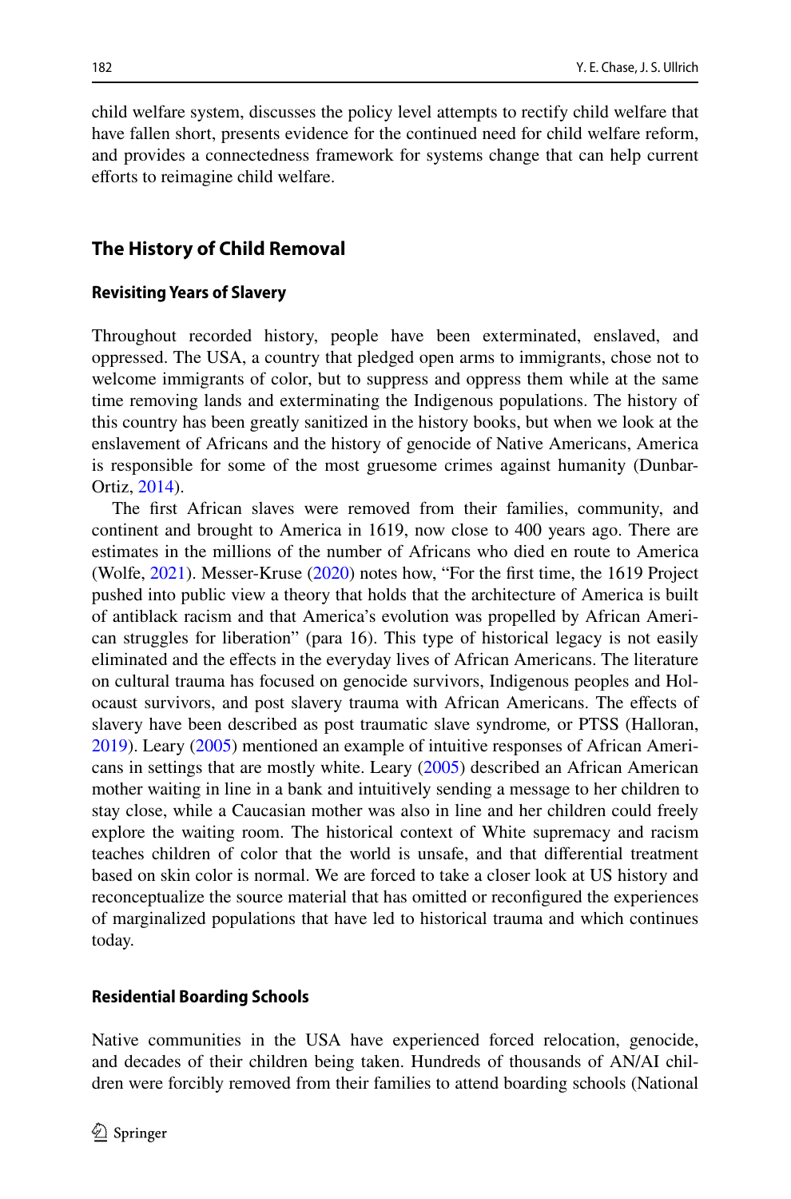child welfare system, discusses the policy level attempts to rectify child welfare that have fallen short, presents evidence for the continued need for child welfare reform, and provides a connectedness framework for systems change that can help current efforts to reimagine child welfare.

## The History of Child Removal

### Revisiting Years of Slavery

Throughout recorded history, people have been exterminated, enslaved, and oppressed. The USA, a country that pledged open arms to immigrants, chose not to welcome immigrants of color, but to suppress and oppress them while at the same time removing lands and exterminating the Indigenous populations. The history of this country has been greatly sanitized in the history books, but when we look at the enslavement of Africans and the history of genocide of Native Americans, America is responsible for some of the most gruesome crimes against humanity (Dunbar-Ortiz, 2014).

The first African slaves were removed from their families, community, and continent and brought to America in 1619, now close to 400 years ago. There are estimates in the millions of the number of Africans who died en route to America (Wolfe, 2021). Messer-Kruse (2020) notes how, "For the first time, the 1619 Project pushed into public view a theory that holds that the architecture of America is built of antiblack racism and that America's evolution was propelled by African American struggles for liberation" (para 16). This type of historical legacy is not easily eliminated and the effects in the everyday lives of African Americans. The literature on cultural trauma has focused on genocide survivors, Indigenous peoples and Holocaust survivors, and post slavery trauma with African Americans. The effects of slavery have been described as post traumatic slave syndrome*,* or PTSS (Halloran, 2019). Leary (2005) mentioned an example of intuitive responses of African Americans in settings that are mostly white. Leary (2005) described an African American mother waiting in line in a bank and intuitively sending a message to her children to stay close, while a Caucasian mother was also in line and her children could freely explore the waiting room. The historical context of White supremacy and racism teaches children of color that the world is unsafe, and that differential treatment based on skin color is normal. We are forced to take a closer look at US history and reconceptualize the source material that has omitted or reconfigured the experiences of marginalized populations that have led to historical trauma and which continues today.

### Residential Boarding Schools

Native communities in the USA have experienced forced relocation, genocide, and decades of their children being taken. Hundreds of thousands of AN/AI children were forcibly removed from their families to attend boarding schools (National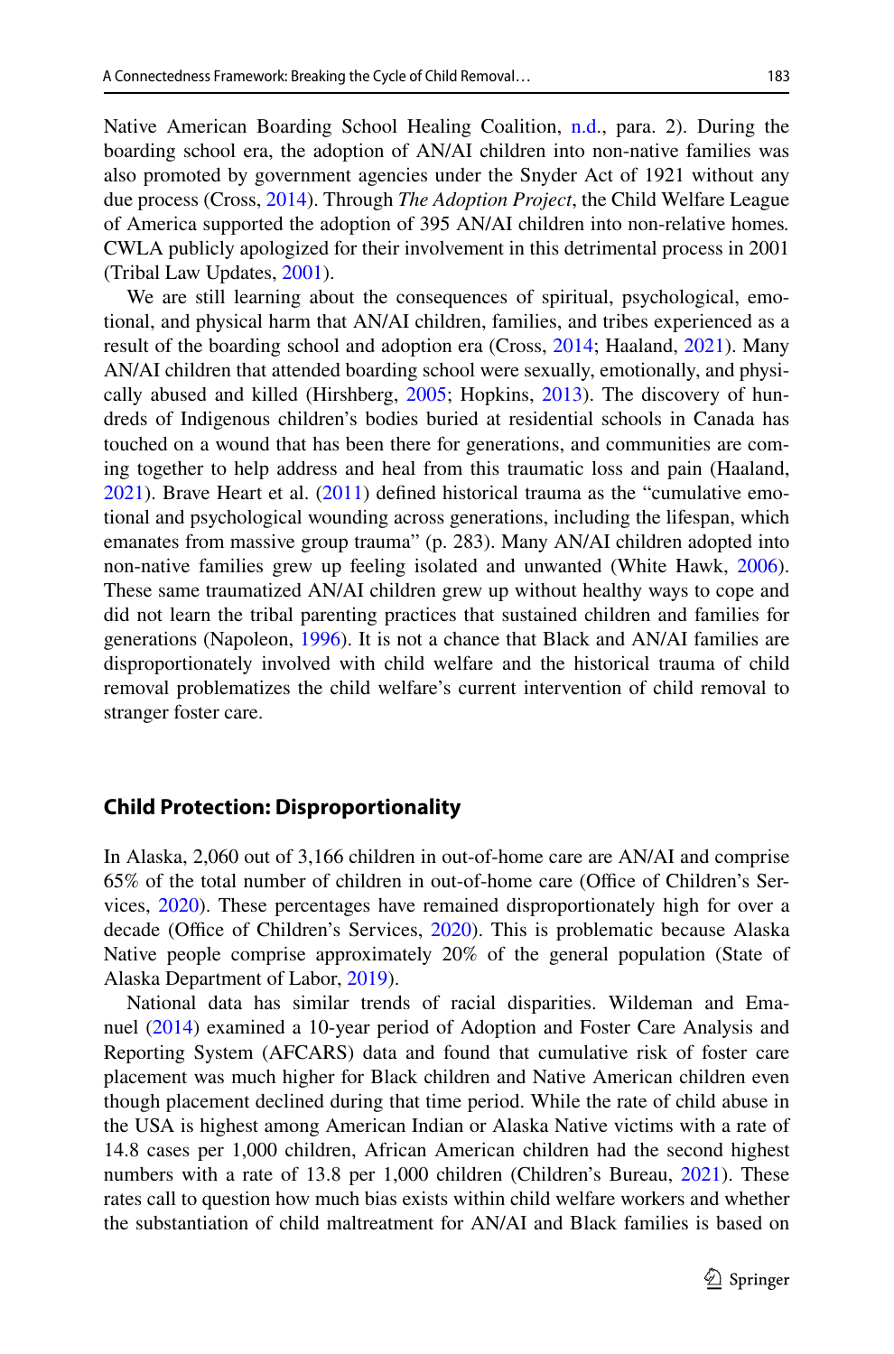Native American Boarding School Healing Coalition, n.d., para. 2). During the boarding school era, the adoption of AN/AI children into non-native families was also promoted by government agencies under the Snyder Act of 1921 without any due process (Cross, 2014). Through *The Adoption Project*, the Child Welfare League of America supported the adoption of 395 AN/AI children into non-relative homes. CWLA publicly apologized for their involvement in this detrimental process in 2001 (Tribal Law Updates, 2001).

We are still learning about the consequences of spiritual, psychological, emotional, and physical harm that AN/AI children, families, and tribes experienced as a result of the boarding school and adoption era (Cross, 2014; Haaland, 2021). Many AN/AI children that attended boarding school were sexually, emotionally, and physically abused and killed (Hirshberg, 2005; Hopkins, 2013). The discovery of hundreds of Indigenous children's bodies buried at residential schools in Canada has touched on a wound that has been there for generations, and communities are coming together to help address and heal from this traumatic loss and pain (Haaland, 2021). Brave Heart et al. (2011) defined historical trauma as the "cumulative emotional and psychological wounding across generations, including the lifespan, which emanates from massive group trauma" (p. 283). Many AN/AI children adopted into non-native families grew up feeling isolated and unwanted (White Hawk, 2006). These same traumatized AN/AI children grew up without healthy ways to cope and did not learn the tribal parenting practices that sustained children and families for generations (Napoleon, 1996). It is not a chance that Black and AN/AI families are disproportionately involved with child welfare and the historical trauma of child removal problematizes the child welfare's current intervention of child removal to stranger foster care.

## Child Protection: Disproportionality

In Alaska, 2,060 out of 3,166 children in out-of-home care are AN/AI and comprise 65% of the total number of children in out-of-home care (Office of Children's Services, 2020). These percentages have remained disproportionately high for over a decade (Office of Children's Services, 2020). This is problematic because Alaska Native people comprise approximately 20% of the general population (State of Alaska Department of Labor, 2019).

National data has similar trends of racial disparities. Wildeman and Emanuel (2014) examined a 10-year period of Adoption and Foster Care Analysis and Reporting System (AFCARS) data and found that cumulative risk of foster care placement was much higher for Black children and Native American children even though placement declined during that time period. While the rate of child abuse in the USA is highest among American Indian or Alaska Native victims with a rate of 14.8 cases per 1,000 children, African American children had the second highest numbers with a rate of 13.8 per 1,000 children (Children's Bureau, 2021). These rates call to question how much bias exists within child welfare workers and whether the substantiation of child maltreatment for AN/AI and Black families is based on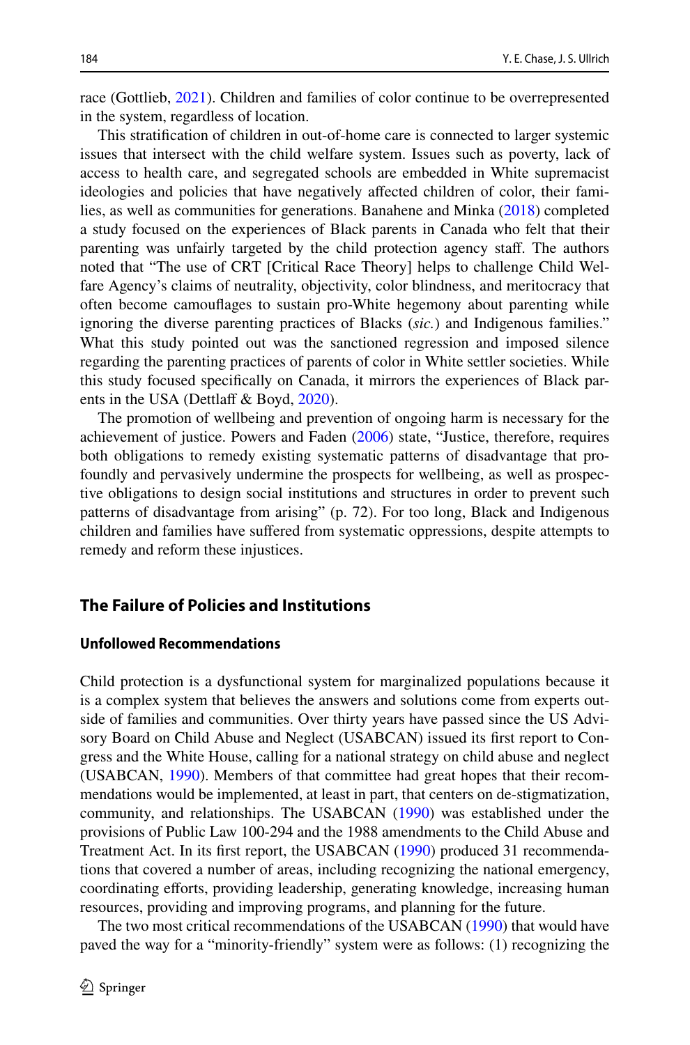race (Gottlieb, 2021). Children and families of color continue to be overrepresented in the system, regardless of location.

This stratification of children in out-of-home care is connected to larger systemic issues that intersect with the child welfare system. Issues such as poverty, lack of access to health care, and segregated schools are embedded in White supremacist ideologies and policies that have negatively affected children of color, their families, as well as communities for generations. Banahene and Minka (2018) completed a study focused on the experiences of Black parents in Canada who felt that their parenting was unfairly targeted by the child protection agency staff. The authors noted that "The use of CRT [Critical Race Theory] helps to challenge Child Welfare Agency's claims of neutrality, objectivity, color blindness, and meritocracy that often become camouflages to sustain pro-White hegemony about parenting while ignoring the diverse parenting practices of Blacks (*sic.*) and Indigenous families." What this study pointed out was the sanctioned regression and imposed silence regarding the parenting practices of parents of color in White settler societies. While this study focused specifically on Canada, it mirrors the experiences of Black parents in the USA (Dettlaff & Boyd, 2020).

The promotion of wellbeing and prevention of ongoing harm is necessary for the achievement of justice. Powers and Faden (2006) state, "Justice, therefore, requires both obligations to remedy existing systematic patterns of disadvantage that profoundly and pervasively undermine the prospects for wellbeing, as well as prospective obligations to design social institutions and structures in order to prevent such patterns of disadvantage from arising" (p. 72). For too long, Black and Indigenous children and families have suffered from systematic oppressions, despite attempts to remedy and reform these injustices.

## The Failure of Policies and Institutions

### Unfollowed Recommendations

Child protection is a dysfunctional system for marginalized populations because it is a complex system that believes the answers and solutions come from experts outside of families and communities. Over thirty years have passed since the US Advisory Board on Child Abuse and Neglect (USABCAN) issued its first report to Congress and the White House, calling for a national strategy on child abuse and neglect (USABCAN, 1990). Members of that committee had great hopes that their recommendations would be implemented, at least in part, that centers on de-stigmatization, community, and relationships. The USABCAN (1990) was established under the provisions of Public Law 100-294 and the 1988 amendments to the Child Abuse and Treatment Act. In its first report, the USABCAN (1990) produced 31 recommendations that covered a number of areas, including recognizing the national emergency, coordinating efforts, providing leadership, generating knowledge, increasing human resources, providing and improving programs, and planning for the future.

The two most critical recommendations of the USABCAN (1990) that would have paved the way for a "minority-friendly" system were as follows: (1) recognizing the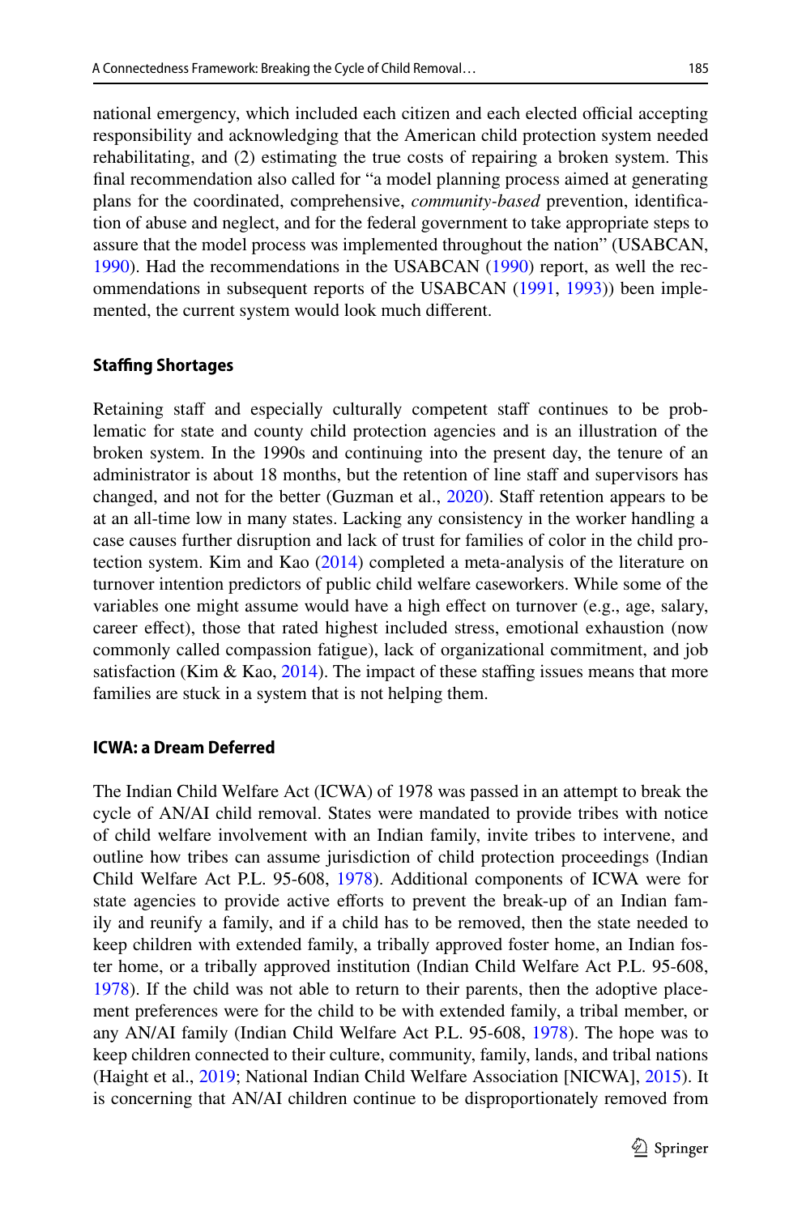national emergency, which included each citizen and each elected official accepting responsibility and acknowledging that the American child protection system needed rehabilitating, and (2) estimating the true costs of repairing a broken system. This final recommendation also called for "a model planning process aimed at generating plans for the coordinated, comprehensive, *community-based* prevention, identification of abuse and neglect, and for the federal government to take appropriate steps to assure that the model process was implemented throughout the nation" (USABCAN, 1990). Had the recommendations in the USABCAN (1990) report, as well the recommendations in subsequent reports of the USABCAN (1991, 1993)) been implemented, the current system would look much different.

### Staffing Shortages

Retaining staff and especially culturally competent staff continues to be problematic for state and county child protection agencies and is an illustration of the broken system. In the 1990s and continuing into the present day, the tenure of an administrator is about 18 months, but the retention of line staff and supervisors has changed, and not for the better (Guzman et al., 2020). Staff retention appears to be at an all-time low in many states. Lacking any consistency in the worker handling a case causes further disruption and lack of trust for families of color in the child protection system. Kim and Kao (2014) completed a meta-analysis of the literature on turnover intention predictors of public child welfare caseworkers. While some of the variables one might assume would have a high effect on turnover (e.g., age, salary, career effect), those that rated highest included stress, emotional exhaustion (now commonly called compassion fatigue), lack of organizational commitment, and job satisfaction (Kim & Kao, 2014). The impact of these staffing issues means that more families are stuck in a system that is not helping them.

### ICWA: a Dream Deferred

The Indian Child Welfare Act (ICWA) of 1978 was passed in an attempt to break the cycle of AN/AI child removal. States were mandated to provide tribes with notice of child welfare involvement with an Indian family, invite tribes to intervene, and outline how tribes can assume jurisdiction of child protection proceedings (Indian Child Welfare Act P.L. 95-608, 1978). Additional components of ICWA were for state agencies to provide active efforts to prevent the break-up of an Indian family and reunify a family, and if a child has to be removed, then the state needed to keep children with extended family, a tribally approved foster home, an Indian foster home, or a tribally approved institution (Indian Child Welfare Act P.L. 95-608, 1978). If the child was not able to return to their parents, then the adoptive placement preferences were for the child to be with extended family, a tribal member, or any AN/AI family (Indian Child Welfare Act P.L. 95-608, 1978). The hope was to keep children connected to their culture, community, family, lands, and tribal nations (Haight et al., 2019; National Indian Child Welfare Association [NICWA], 2015). It is concerning that AN/AI children continue to be disproportionately removed from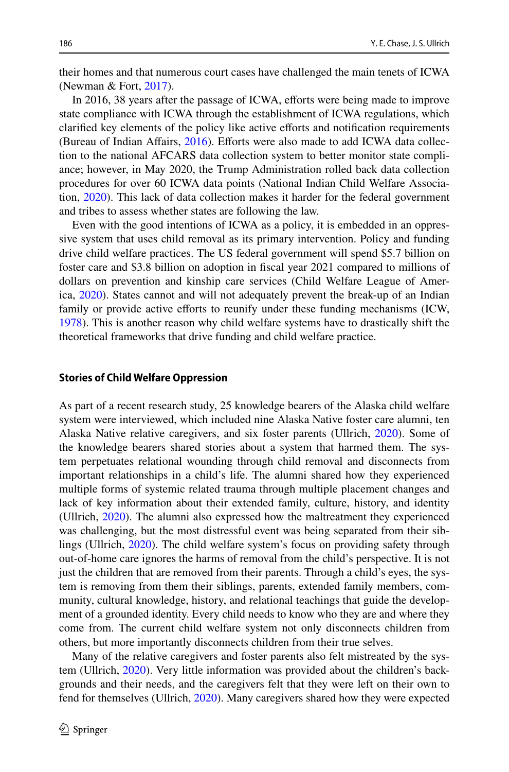their homes and that numerous court cases have challenged the main tenets of ICWA (Newman & Fort, 2017).

In 2016, 38 years after the passage of ICWA, efforts were being made to improve state compliance with ICWA through the establishment of ICWA regulations, which clarified key elements of the policy like active efforts and notification requirements (Bureau of Indian Affairs, 2016). Efforts were also made to add ICWA data collection to the national AFCARS data collection system to better monitor state compliance; however, in May 2020, the Trump Administration rolled back data collection procedures for over 60 ICWA data points (National Indian Child Welfare Association, 2020). This lack of data collection makes it harder for the federal government and tribes to assess whether states are following the law.

Even with the good intentions of ICWA as a policy, it is embedded in an oppressive system that uses child removal as its primary intervention. Policy and funding drive child welfare practices. The US federal government will spend $5.7 billion on foster care and $3.8 billion on adoption in fiscal year 2021 compared to millions of dollars on prevention and kinship care services (Child Welfare League of America, 2020). States cannot and will not adequately prevent the break-up of an Indian family or provide active efforts to reunify under these funding mechanisms (ICW, 1978). This is another reason why child welfare systems have to drastically shift the theoretical frameworks that drive funding and child welfare practice.

## Stories of Child Welfare Oppression

As part of a recent research study, 25 knowledge bearers of the Alaska child welfare system were interviewed, which included nine Alaska Native foster care alumni, ten Alaska Native relative caregivers, and six foster parents (Ullrich, 2020). Some of the knowledge bearers shared stories about a system that harmed them. The system perpetuates relational wounding through child removal and disconnects from important relationships in a child's life. The alumni shared how they experienced multiple forms of systemic related trauma through multiple placement changes and lack of key information about their extended family, culture, history, and identity (Ullrich, 2020). The alumni also expressed how the maltreatment they experienced was challenging, but the most distressful event was being separated from their siblings (Ullrich, 2020). The child welfare system's focus on providing safety through out-of-home care ignores the harms of removal from the child's perspective. It is not just the children that are removed from their parents. Through a child's eyes, the system is removing from them their siblings, parents, extended family members, community, cultural knowledge, history, and relational teachings that guide the development of a grounded identity. Every child needs to know who they are and where they come from. The current child welfare system not only disconnects children from others, but more importantly disconnects children from their true selves.

Many of the relative caregivers and foster parents also felt mistreated by the system (Ullrich, 2020). Very little information was provided about the children's backgrounds and their needs, and the caregivers felt that they were left on their own to fend for themselves (Ullrich, 2020). Many caregivers shared how they were expected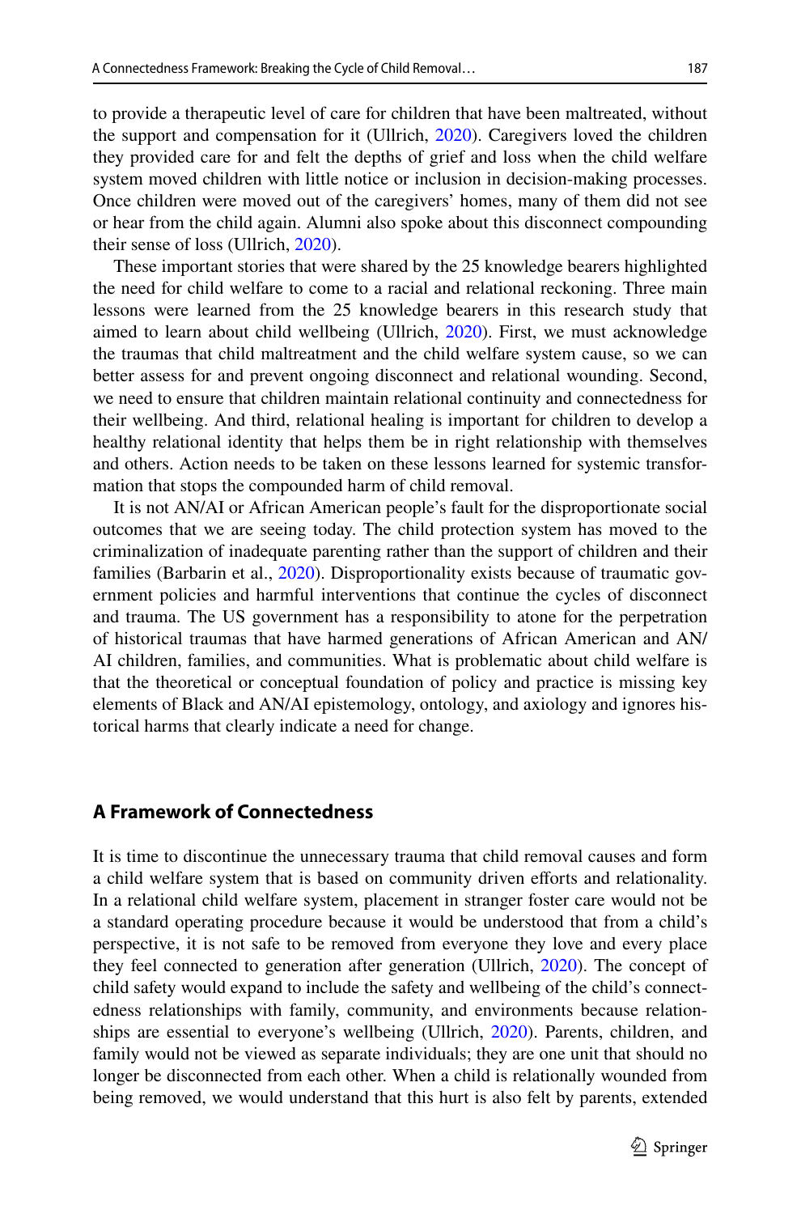to provide a therapeutic level of care for children that have been maltreated, without the support and compensation for it (Ullrich, 2020). Caregivers loved the children they provided care for and felt the depths of grief and loss when the child welfare system moved children with little notice or inclusion in decision-making processes. Once children were moved out of the caregivers' homes, many of them did not see or hear from the child again. Alumni also spoke about this disconnect compounding their sense of loss (Ullrich, 2020).

These important stories that were shared by the 25 knowledge bearers highlighted the need for child welfare to come to a racial and relational reckoning. Three main lessons were learned from the 25 knowledge bearers in this research study that aimed to learn about child wellbeing (Ullrich, 2020). First, we must acknowledge the traumas that child maltreatment and the child welfare system cause, so we can better assess for and prevent ongoing disconnect and relational wounding. Second, we need to ensure that children maintain relational continuity and connectedness for their wellbeing. And third, relational healing is important for children to develop a healthy relational identity that helps them be in right relationship with themselves and others. Action needs to be taken on these lessons learned for systemic transformation that stops the compounded harm of child removal.

It is not AN/AI or African American people's fault for the disproportionate social outcomes that we are seeing today. The child protection system has moved to the criminalization of inadequate parenting rather than the support of children and their families (Barbarin et al., 2020). Disproportionality exists because of traumatic government policies and harmful interventions that continue the cycles of disconnect and trauma. The US government has a responsibility to atone for the perpetration of historical traumas that have harmed generations of African American and AN/AI children, families, and communities. What is problematic about child welfare is that the theoretical or conceptual foundation of policy and practice is missing key elements of Black and AN/AI epistemology, ontology, and axiology and ignores historical harms that clearly indicate a need for change.

## A Framework of Connectedness

It is time to discontinue the unnecessary trauma that child removal causes and form a child welfare system that is based on community driven efforts and relationality. In a relational child welfare system, placement in stranger foster care would not be a standard operating procedure because it would be understood that from a child's perspective, it is not safe to be removed from everyone they love and every place they feel connected to generation after generation (Ullrich, 2020). The concept of child safety would expand to include the safety and wellbeing of the child's connectedness relationships with family, community, and environments because relationships are essential to everyone's wellbeing (Ullrich, 2020). Parents, children, and family would not be viewed as separate individuals; they are one unit that should no longer be disconnected from each other. When a child is relationally wounded from being removed, we would understand that this hurt is also felt by parents, extended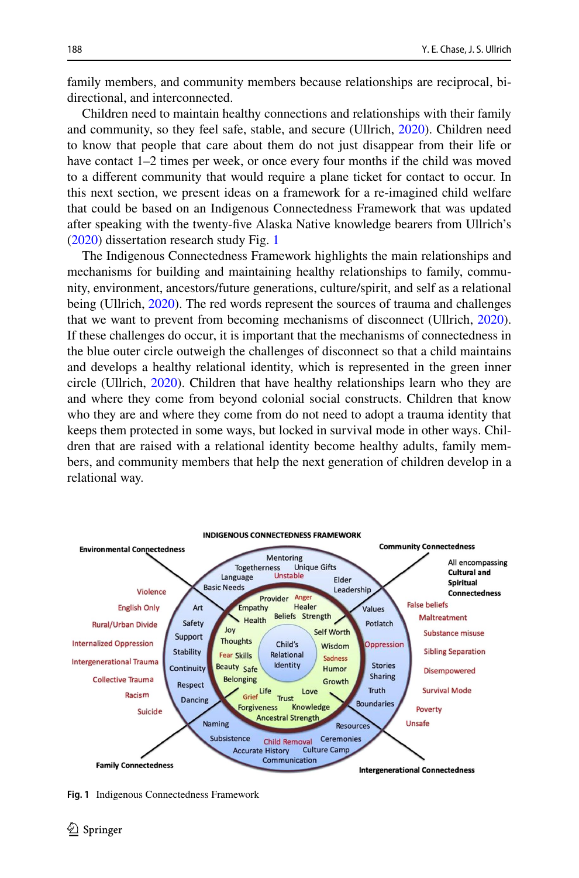family members, and community members because relationships are reciprocal, bi-directional, and interconnected.

Children need to maintain healthy connections and relationships with their family and community, so they feel safe, stable, and secure (Ullrich, 2020). Children need to know that people that care about them do not just disappear from their life or have contact 1–2 times per week, or once every four months if the child was moved to a different community that would require a plane ticket for contact to occur. In this next section, we present ideas on a framework for a re-imagined child welfare that could be based on an Indigenous Connectedness Framework that was updated after speaking with the twenty-five Alaska Native knowledge bearers from Ullrich's (2020) dissertation research study Fig. 1

The Indigenous Connectedness Framework highlights the main relationships and mechanisms for building and maintaining healthy relationships to family, community, environment, ancestors/future generations, culture/spirit, and self as a relational being (Ullrich, 2020). The red words represent the sources of trauma and challenges that we want to prevent from becoming mechanisms of disconnect (Ullrich, 2020). If these challenges do occur, it is important that the mechanisms of connectedness in the blue outer circle outweigh the challenges of disconnect so that a child maintains and develops a healthy relational identity, which is represented in the green inner circle (Ullrich, 2020). Children that have healthy relationships learn who they are and where they come from beyond colonial social constructs. Children that know who they are and where they come from do not need to adopt a trauma identity that keeps them protected in some ways, but locked in survival mode in other ways. Children that are raised with a relational identity become healthy adults, family members, and community members that help the next generation of children develop in a relational way.

**Fig. 1** Indigenous Connectedness Framework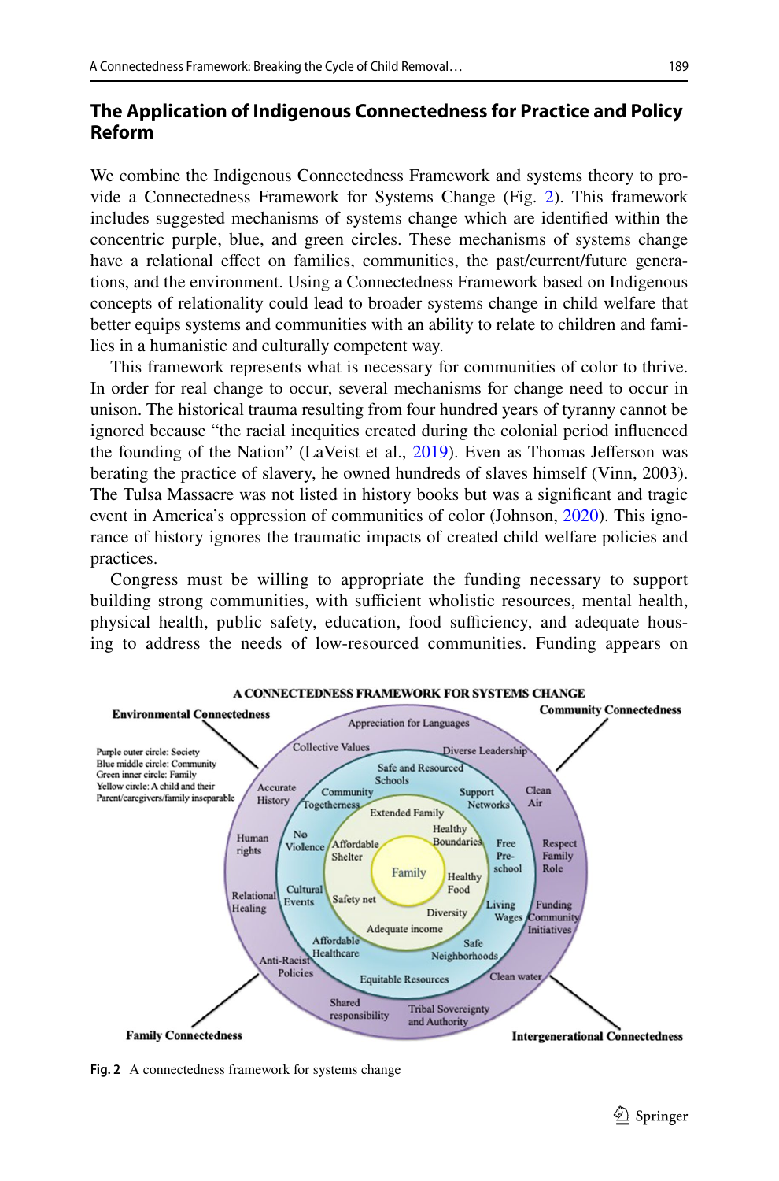## The Application of Indigenous Connectedness for Practice and Policy Reform

We combine the Indigenous Connectedness Framework and systems theory to provide a Connectedness Framework for Systems Change (Fig. 2). This framework includes suggested mechanisms of systems change which are identified within the concentric purple, blue, and green circles. These mechanisms of systems change have a relational effect on families, communities, the past/current/future generations, and the environment. Using a Connectedness Framework based on Indigenous concepts of relationality could lead to broader systems change in child welfare that better equips systems and communities with an ability to relate to children and families in a humanistic and culturally competent way.

This framework represents what is necessary for communities of color to thrive. In order for real change to occur, several mechanisms for change need to occur in unison. The historical trauma resulting from four hundred years of tyranny cannot be ignored because "the racial inequities created during the colonial period influenced the founding of the Nation" (LaVeist et al., 2019). Even as Thomas Jefferson was berating the practice of slavery, he owned hundreds of slaves himself (Vinn, 2003). The Tulsa Massacre was not listed in history books but was a significant and tragic event in America's oppression of communities of color (Johnson, 2020). This ignorance of history ignores the traumatic impacts of created child welfare policies and practices.

Congress must be willing to appropriate the funding necessary to support building strong communities, with sufficient wholistic resources, mental health, physical health, public safety, education, food sufficiency, and adequate housing to address the needs of low-resourced communities. Funding appears on

Fig. 2 A connectedness framework for systems change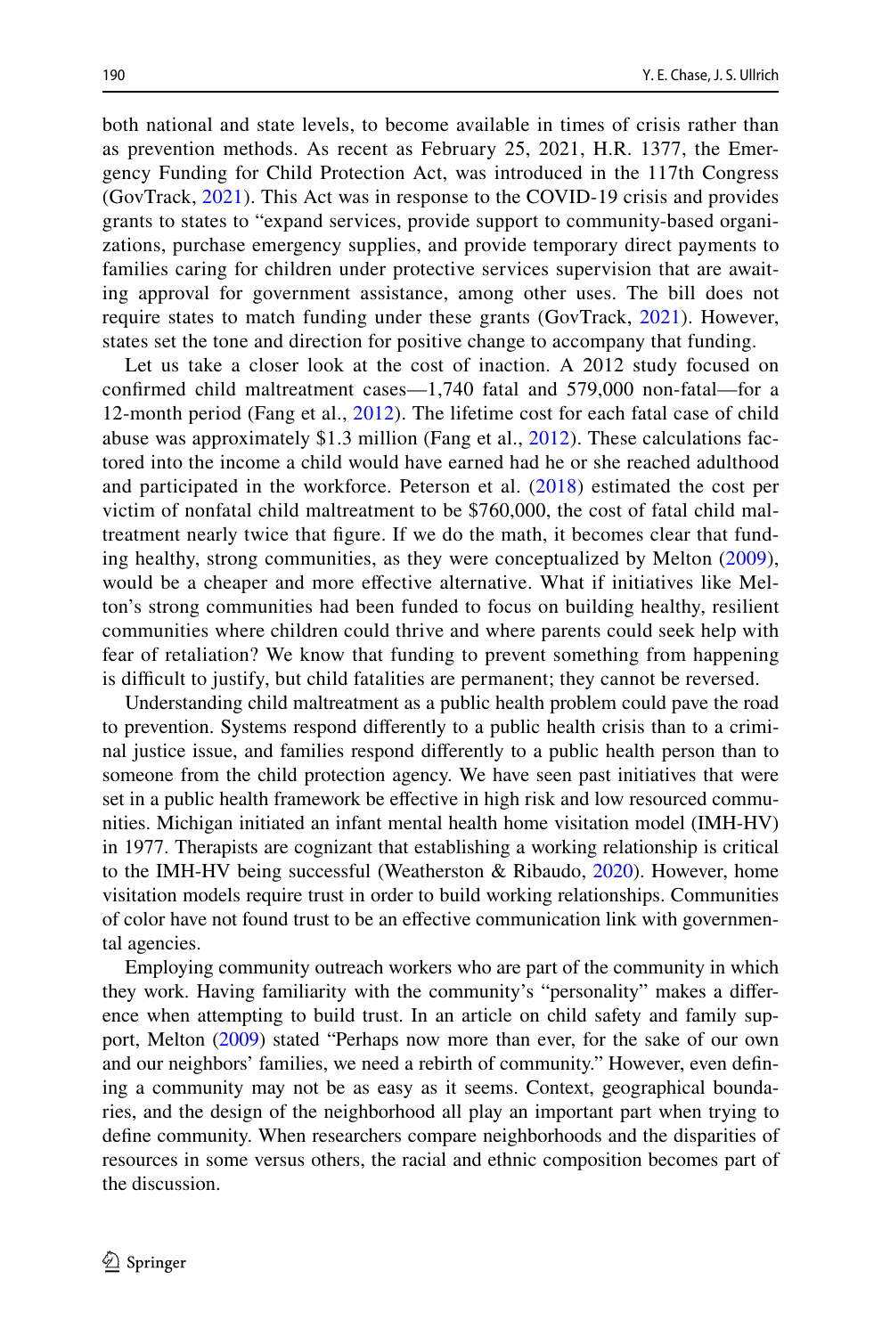both national and state levels, to become available in times of crisis rather than as prevention methods. As recent as February 25, 2021, H.R. 1377, the Emergency Funding for Child Protection Act, was introduced in the 117th Congress (GovTrack, 2021). This Act was in response to the COVID-19 crisis and provides grants to states to "expand services, provide support to community-based organizations, purchase emergency supplies, and provide temporary direct payments to families caring for children under protective services supervision that are awaiting approval for government assistance, among other uses. The bill does not require states to match funding under these grants (GovTrack, 2021). However, states set the tone and direction for positive change to accompany that funding.

Let us take a closer look at the cost of inaction. A 2012 study focused on confirmed child maltreatment cases—1,740 fatal and 579,000 non-fatal—for a 12-month period (Fang et al., 2012). The lifetime cost for each fatal case of child abuse was approximately $1.3 million (Fang et al., 2012). These calculations factored into the income a child would have earned had he or she reached adulthood and participated in the workforce. Peterson et al. (2018) estimated the cost per victim of nonfatal child maltreatment to be $760,000, the cost of fatal child maltreatment nearly twice that figure. If we do the math, it becomes clear that funding healthy, strong communities, as they were conceptualized by Melton (2009), would be a cheaper and more effective alternative. What if initiatives like Melton's strong communities had been funded to focus on building healthy, resilient communities where children could thrive and where parents could seek help with fear of retaliation? We know that funding to prevent something from happening is difficult to justify, but child fatalities are permanent; they cannot be reversed.

Understanding child maltreatment as a public health problem could pave the road to prevention. Systems respond differently to a public health crisis than to a criminal justice issue, and families respond differently to a public health person than to someone from the child protection agency. We have seen past initiatives that were set in a public health framework be effective in high risk and low resourced communities. Michigan initiated an infant mental health home visitation model (IMH-HV) in 1977. Therapists are cognizant that establishing a working relationship is critical to the IMH-HV being successful (Weatherston & Ribaudo, 2020). However, home visitation models require trust in order to build working relationships. Communities of color have not found trust to be an effective communication link with governmental agencies.

Employing community outreach workers who are part of the community in which they work. Having familiarity with the community's "personality" makes a difference when attempting to build trust. In an article on child safety and family support, Melton (2009) stated "Perhaps now more than ever, for the sake of our own and our neighbors' families, we need a rebirth of community." However, even defining a community may not be as easy as it seems. Context, geographical boundaries, and the design of the neighborhood all play an important part when trying to define community. When researchers compare neighborhoods and the disparities of resources in some versus others, the racial and ethnic composition becomes part of the discussion.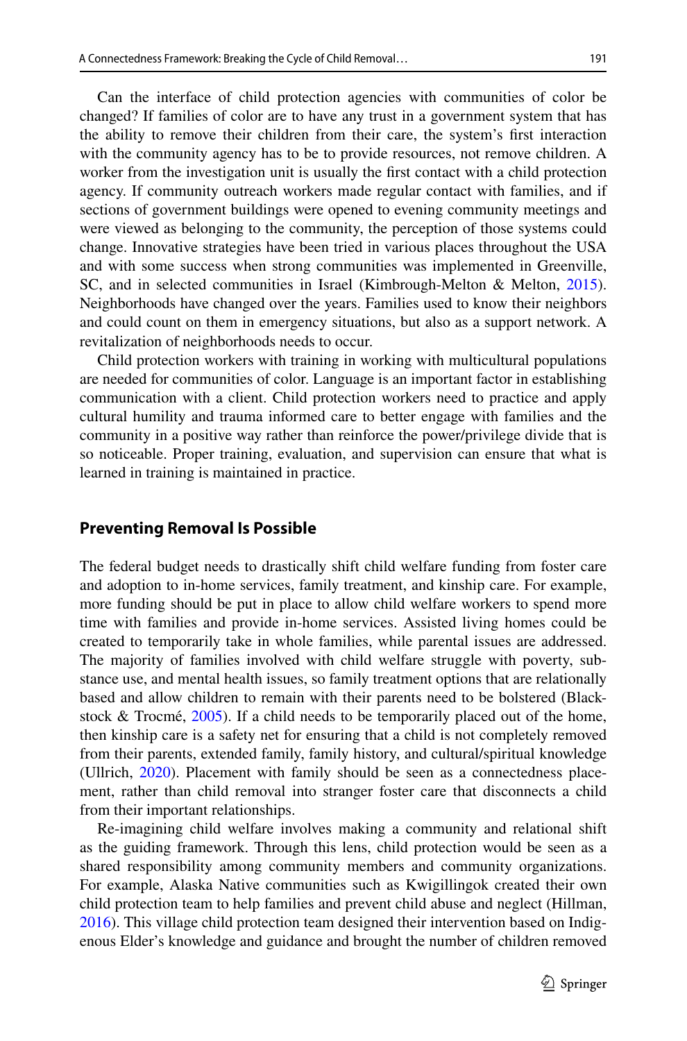Can the interface of child protection agencies with communities of color be changed? If families of color are to have any trust in a government system that has the ability to remove their children from their care, the system's first interaction with the community agency has to be to provide resources, not remove children. A worker from the investigation unit is usually the first contact with a child protection agency. If community outreach workers made regular contact with families, and if sections of government buildings were opened to evening community meetings and were viewed as belonging to the community, the perception of those systems could change. Innovative strategies have been tried in various places throughout the USA and with some success when strong communities was implemented in Greenville, SC, and in selected communities in Israel (Kimbrough-Melton & Melton, 2015). Neighborhoods have changed over the years. Families used to know their neighbors and could count on them in emergency situations, but also as a support network. A revitalization of neighborhoods needs to occur.

Child protection workers with training in working with multicultural populations are needed for communities of color. Language is an important factor in establishing communication with a client. Child protection workers need to practice and apply cultural humility and trauma informed care to better engage with families and the community in a positive way rather than reinforce the power/privilege divide that is so noticeable. Proper training, evaluation, and supervision can ensure that what is learned in training is maintained in practice.

## Preventing Removal Is Possible

The federal budget needs to drastically shift child welfare funding from foster care and adoption to in-home services, family treatment, and kinship care. For example, more funding should be put in place to allow child welfare workers to spend more time with families and provide in-home services. Assisted living homes could be created to temporarily take in whole families, while parental issues are addressed. The majority of families involved with child welfare struggle with poverty, substance use, and mental health issues, so family treatment options that are relationally based and allow children to remain with their parents need to be bolstered (Blackstock & Trocmé, 2005). If a child needs to be temporarily placed out of the home, then kinship care is a safety net for ensuring that a child is not completely removed from their parents, extended family, family history, and cultural/spiritual knowledge (Ullrich, 2020). Placement with family should be seen as a connectedness placement, rather than child removal into stranger foster care that disconnects a child from their important relationships.

Re-imagining child welfare involves making a community and relational shift as the guiding framework. Through this lens, child protection would be seen as a shared responsibility among community members and community organizations. For example, Alaska Native communities such as Kwigillingok created their own child protection team to help families and prevent child abuse and neglect (Hillman, 2016). This village child protection team designed their intervention based on Indigenous Elder's knowledge and guidance and brought the number of children removed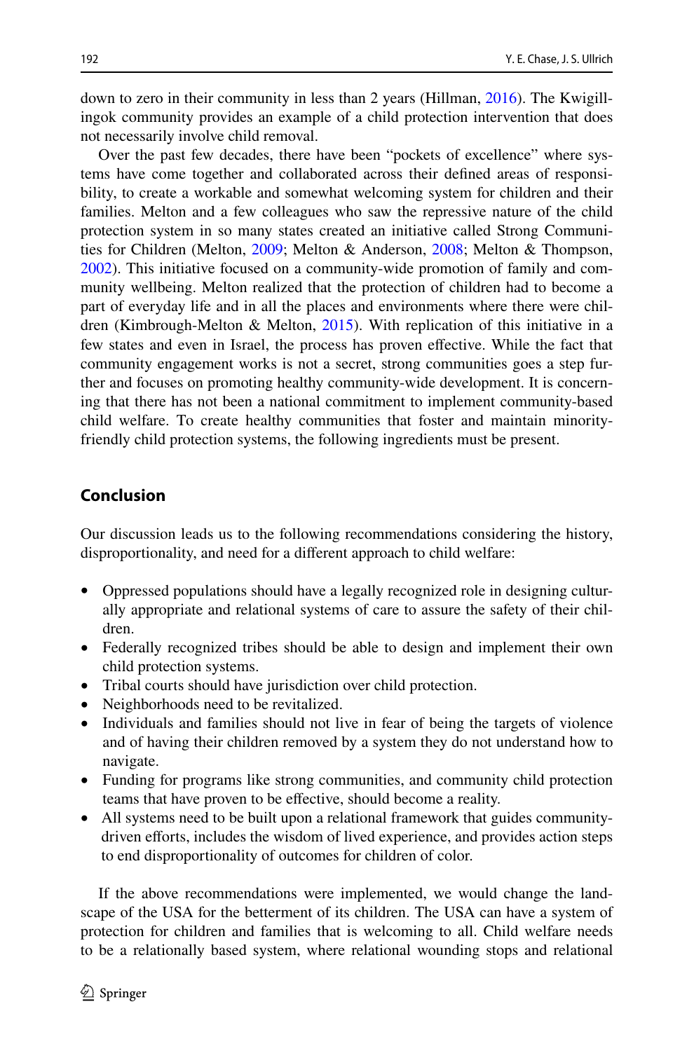down to zero in their community in less than 2 years (Hillman, 2016). The Kwigillingok community provides an example of a child protection intervention that does not necessarily involve child removal.

Over the past few decades, there have been "pockets of excellence" where systems have come together and collaborated across their defined areas of responsibility, to create a workable and somewhat welcoming system for children and their families. Melton and a few colleagues who saw the repressive nature of the child protection system in so many states created an initiative called Strong Communities for Children (Melton, 2009; Melton & Anderson, 2008; Melton & Thompson, 2002). This initiative focused on a community-wide promotion of family and community wellbeing. Melton realized that the protection of children had to become a part of everyday life and in all the places and environments where there were children (Kimbrough-Melton & Melton, 2015). With replication of this initiative in a few states and even in Israel, the process has proven effective. While the fact that community engagement works is not a secret, strong communities goes a step further and focuses on promoting healthy community-wide development. It is concerning that there has not been a national commitment to implement community-based child welfare. To create healthy communities that foster and maintain minority-friendly child protection systems, the following ingredients must be present.

## Conclusion

Our discussion leads us to the following recommendations considering the history, disproportionality, and need for a different approach to child welfare:

- Oppressed populations should have a legally recognized role in designing culturally appropriate and relational systems of care to assure the safety of their children.
- Federally recognized tribes should be able to design and implement their own child protection systems.
- Tribal courts should have jurisdiction over child protection.
- Neighborhoods need to be revitalized.
- Individuals and families should not live in fear of being the targets of violence and of having their children removed by a system they do not understand how to navigate.
- Funding for programs like strong communities, and community child protection teams that have proven to be effective, should become a reality.
- All systems need to be built upon a relational framework that guides community-driven efforts, includes the wisdom of lived experience, and provides action steps to end disproportionality of outcomes for children of color.

If the above recommendations were implemented, we would change the landscape of the USA for the betterment of its children. The USA can have a system of protection for children and families that is welcoming to all. Child welfare needs to be a relationally based system, where relational wounding stops and relational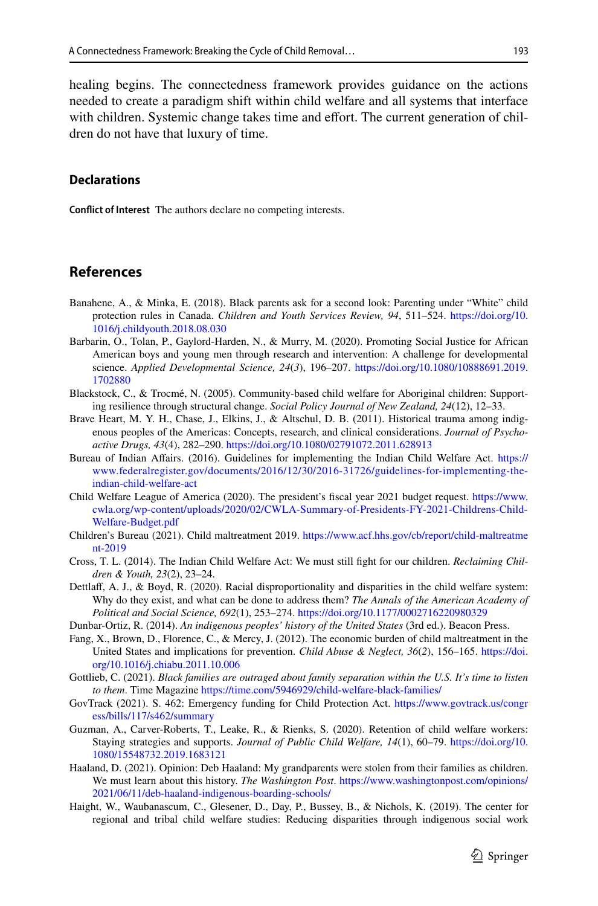healing begins. The connectedness framework provides guidance on the actions needed to create a paradigm shift within child welfare and all systems that interface with children. Systemic change takes time and effort. The current generation of children do not have that luxury of time.

### Declarations

**Conflict of Interest** The authors declare no competing interests.

## References

Banahene, A., & Minka, E. (2018). Black parents ask for a second look: Parenting under "White" child protection rules in Canada. *Children and Youth Services Review, 94*, 511–524. https://doi.org/10.1016/j.childyouth.2018.08.030

Barbarin, O., Tolan, P., Gaylord-Harden, N., & Murry, M. (2020). Promoting Social Justice for African American boys and young men through research and intervention: A challenge for developmental science. *Applied Developmental Science, 24*(*3*), 196–207. https://doi.org/10.1080/10888691.2019.1702880

Blackstock, C., & Trocmé, N. (2005). Community-based child welfare for Aboriginal children: Supporting resilience through structural change. *Social Policy Journal of New Zealand, 24*(12), 12–33.

Brave Heart, M. Y. H., Chase, J., Elkins, J., & Altschul, D. B. (2011). Historical trauma among indigenous peoples of the Americas: Concepts, research, and clinical considerations. *Journal of Psychoactive Drugs, 43*(4), 282–290. https://doi.org/10.1080/02791072.2011.628913

Bureau of Indian Affairs. (2016). Guidelines for implementing the Indian Child Welfare Act. https://www.federalregister.gov/documents/2016/12/30/2016-31726/guidelines-for-implementing-the-indian-child-welfare-act

Child Welfare League of America (2020). The president's fiscal year 2021 budget request. https://www.cwla.org/wp-content/uploads/2020/02/CWLA-Summary-of-Presidents-FY-2021-Childrens-Child-Welfare-Budget.pdf

Children's Bureau (2021). Child maltreatment 2019. https://www.acf.hhs.gov/cb/report/child-maltreatment-2019

Cross, T. L. (2014). The Indian Child Welfare Act: We must still fight for our children. *Reclaiming Children & Youth, 23*(2), 23–24.

Dettlaff, A. J., & Boyd, R. (2020). Racial disproportionality and disparities in the child welfare system: Why do they exist, and what can be done to address them? *The Annals of the American Academy of Political and Social Science, 692*(1), 253–274. https://doi.org/10.1177/0002716220980329

Dunbar-Ortiz, R. (2014). *An indigenous peoples' history of the United States* (3rd ed.). Beacon Press.

Fang, X., Brown, D., Florence, C., & Mercy, J. (2012). The economic burden of child maltreatment in the United States and implications for prevention. *Child Abuse & Neglect, 36*(*2*), 156–165. https://doi.org/10.1016/j.chiabu.2011.10.006

Gottlieb, C. (2021). *Black families are outraged about family separation within the U.S. It's time to listen to them*. Time Magazine https://time.com/5946929/child-welfare-black-families/

GovTrack (2021). S. 462: Emergency funding for Child Protection Act. https://www.govtrack.us/congress/bills/117/s462/summary

Guzman, A., Carver-Roberts, T., Leake, R., & Rienks, S. (2020). Retention of child welfare workers: Staying strategies and supports. *Journal of Public Child Welfare, 14*(1), 60–79. https://doi.org/10.1080/15548732.2019.1683121

Haaland, D. (2021). Opinion: Deb Haaland: My grandparents were stolen from their families as children. We must learn about this history. *The Washington Post*. https://www.washingtonpost.com/opinions/2021/06/11/deb-haaland-indigenous-boarding-schools/

Haight, W., Waubanascum, C., Glesener, D., Day, P., Bussey, B., & Nichols, K. (2019). The center for regional and tribal child welfare studies: Reducing disparities through indigenous social work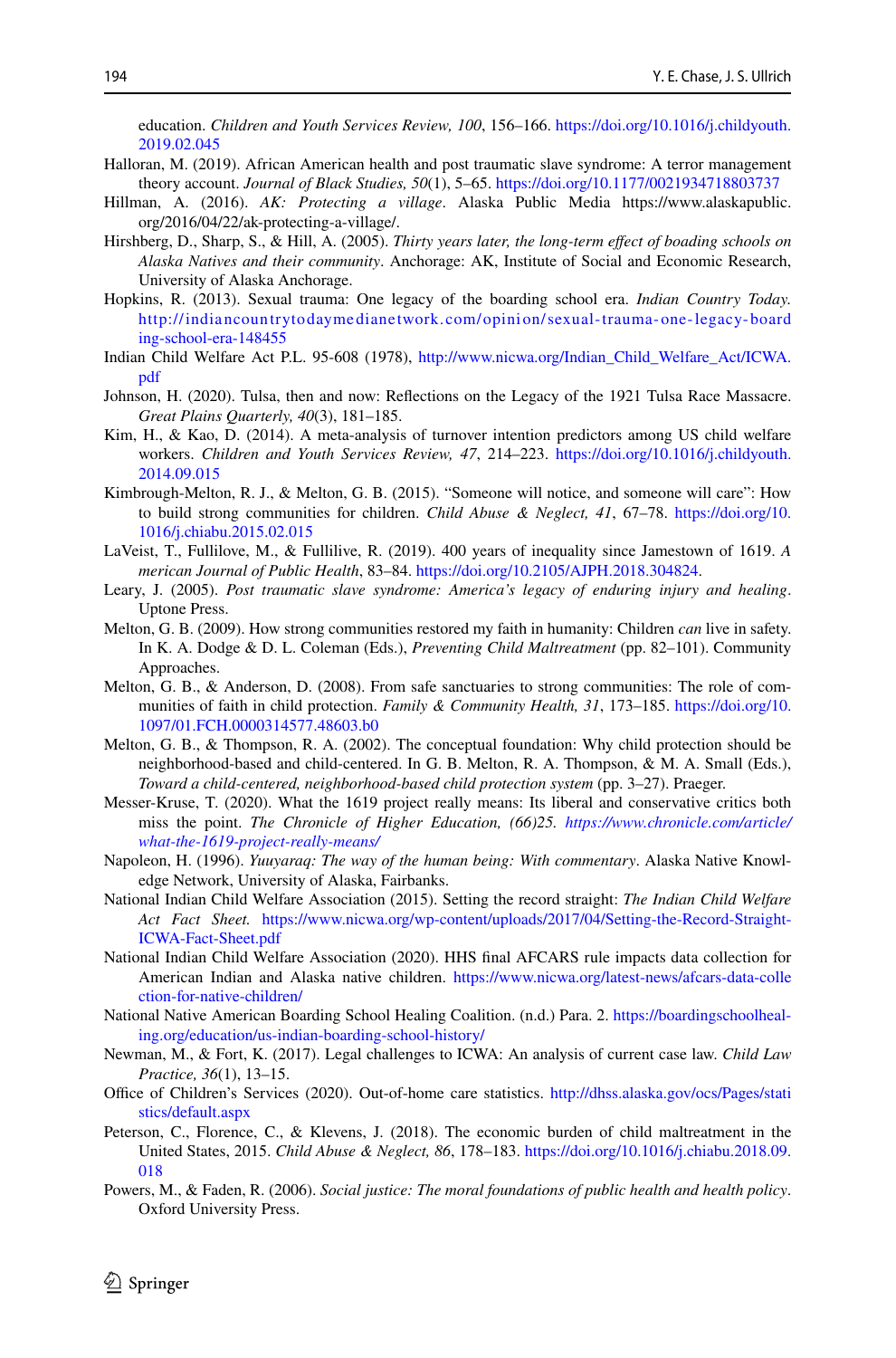education. *Children and Youth Services Review, 100*, 156–166. https://doi.org/10.1016/j.childyouth.2019.02.045

Halloran, M. (2019). African American health and post traumatic slave syndrome: A terror management theory account. *Journal of Black Studies, 50*(1), 5–65. https://doi.org/10.1177/0021934718803737

Hillman, A. (2016). *AK: Protecting a village*. Alaska Public Media https://www.alaskapublic.org/2016/04/22/ak-protecting-a-village/.

Hirshberg, D., Sharp, S., & Hill, A. (2005). *Thirty years later, the long-term effect of boading schools on Alaska Natives and their community*. Anchorage: AK, Institute of Social and Economic Research, University of Alaska Anchorage.

Hopkins, R. (2013). Sexual trauma: One legacy of the boarding school era. *Indian Country Today.* http://indiancountrytodaymedianetwork.com/opinion/sexual-trauma-one-legacy-boarding-school-era-148455

Indian Child Welfare Act P.L. 95-608 (1978), http://www.nicwa.org/Indian_Child_Welfare_Act/ICWA.pdf

Johnson, H. (2020). Tulsa, then and now: Reflections on the Legacy of the 1921 Tulsa Race Massacre. *Great Plains Quarterly, 40*(3), 181–185.

Kim, H., & Kao, D. (2014). A meta-analysis of turnover intention predictors among US child welfare workers. *Children and Youth Services Review, 47*, 214–223. https://doi.org/10.1016/j.childyouth.2014.09.015

Kimbrough-Melton, R. J., & Melton, G. B. (2015). "Someone will notice, and someone will care": How to build strong communities for children. *Child Abuse & Neglect, 41*, 67–78. https://doi.org/10.1016/j.chiabu.2015.02.015

LaVeist, T., Fullilove, M., & Fullilive, R. (2019). 400 years of inequality since Jamestown of 1619. *A merican Journal of Public Health*, 83–84. https://doi.org/10.2105/AJPH.2018.304824.

Leary, J. (2005). *Post traumatic slave syndrome: America's legacy of enduring injury and healing*. Uptone Press.

Melton, G. B. (2009). How strong communities restored my faith in humanity: Children *can* live in safety. In K. A. Dodge & D. L. Coleman (Eds.), *Preventing Child Maltreatment* (pp. 82–101). Community Approaches.

Melton, G. B., & Anderson, D. (2008). From safe sanctuaries to strong communities: The role of communities of faith in child protection. *Family & Community Health, 31*, 173–185. https://doi.org/10.1097/01.FCH.0000314577.48603.b0

Melton, G. B., & Thompson, R. A. (2002). The conceptual foundation: Why child protection should be neighborhood-based and child-centered. In G. B. Melton, R. A. Thompson, & M. A. Small (Eds.), *Toward a child-centered, neighborhood-based child protection system* (pp. 3–27). Praeger.

Messer-Kruse, T. (2020). What the 1619 project really means: Its liberal and conservative critics both miss the point. *The Chronicle of Higher Education, (66)25. https://www.chronicle.com/article/what-the-1619-project-really-means/*

Napoleon, H. (1996). *Yuuyaraq: The way of the human being: With commentary*. Alaska Native Knowledge Network, University of Alaska, Fairbanks.

National Indian Child Welfare Association (2015). Setting the record straight: *The Indian Child Welfare Act Fact Sheet.* https://www.nicwa.org/wp-content/uploads/2017/04/Setting-the-Record-Straight-ICWA-Fact-Sheet.pdf

National Indian Child Welfare Association (2020). HHS final AFCARS rule impacts data collection for American Indian and Alaska native children. https://www.nicwa.org/latest-news/afcars-data-collection-for-native-children/

National Native American Boarding School Healing Coalition. (n.d.) Para. 2. https://boardingschoolhealing.org/education/us-indian-boarding-school-history/

Newman, M., & Fort, K. (2017). Legal challenges to ICWA: An analysis of current case law. *Child Law Practice, 36*(1), 13–15.

Office of Children's Services (2020). Out-of-home care statistics. http://dhss.alaska.gov/ocs/Pages/statistics/default.aspx

Peterson, C., Florence, C., & Klevens, J. (2018). The economic burden of child maltreatment in the United States, 2015. *Child Abuse & Neglect, 86*, 178–183. https://doi.org/10.1016/j.chiabu.2018.09.018

Powers, M., & Faden, R. (2006). *Social justice: The moral foundations of public health and health policy*. Oxford University Press.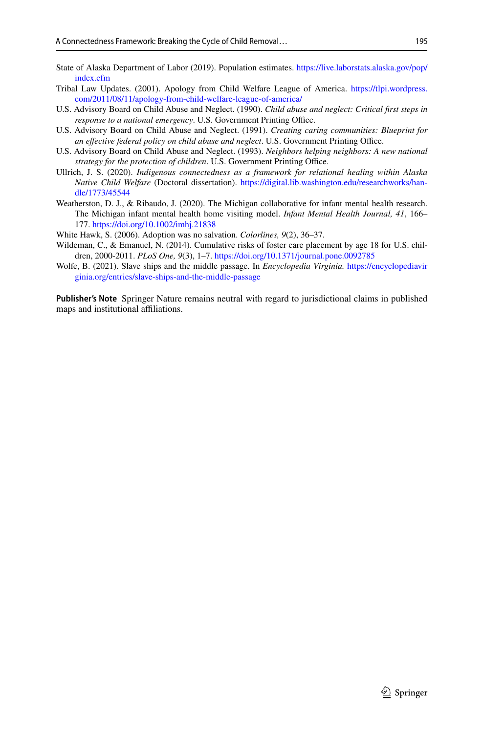State of Alaska Department of Labor (2019). Population estimates. https://live.laborstats.alaska.gov/pop/index.cfm

Tribal Law Updates. (2001). Apology from Child Welfare League of America. https://tlpi.wordpress.com/2011/08/11/apology-from-child-welfare-league-of-america/

U.S. Advisory Board on Child Abuse and Neglect. (1990). *Child abuse and neglect: Critical first steps in response to a national emergency*. U.S. Government Printing Office.

U.S. Advisory Board on Child Abuse and Neglect. (1991). *Creating caring communities: Blueprint for an effective federal policy on child abuse and neglect*. U.S. Government Printing Office.

U.S. Advisory Board on Child Abuse and Neglect. (1993). *Neighbors helping neighbors: A new national strategy for the protection of children*. U.S. Government Printing Office.

Ullrich, J. S. (2020). *Indigenous connectedness as a framework for relational healing within Alaska Native Child Welfare* (Doctoral dissertation). https://digital.lib.washington.edu/researchworks/handle/1773/45544

Weatherston, D. J., & Ribaudo, J. (2020). The Michigan collaborative for infant mental health research. The Michigan infant mental health home visiting model. *Infant Mental Health Journal, 41*, 166–177. https://doi.org/10.1002/imhj.21838

White Hawk, S. (2006). Adoption was no salvation. *Colorlines, 9*(2), 36–37.

Wildeman, C., & Emanuel, N. (2014). Cumulative risks of foster care placement by age 18 for U.S. children, 2000-2011. *PLoS One, 9*(3), 1–7. https://doi.org/10.1371/journal.pone.0092785

Wolfe, B. (2021). Slave ships and the middle passage. In *Encyclopedia Virginia.* https://encyclopediavirginia.org/entries/slave-ships-and-the-middle-passage

**Publisher's Note** Springer Nature remains neutral with regard to jurisdictional claims in published maps and institutional affiliations.